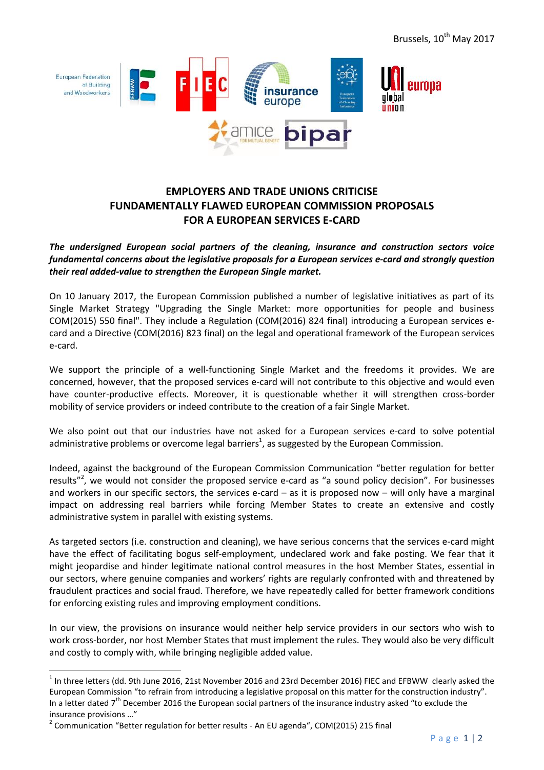Brussels, 10th May 2017

European Federation of Building and Woodworkers

## EMPLOYERS AND TRADE UNIONS CRITICISE FUNDAMENTALLY FLAWED EUROPEAN COMMISSION PROPOSALS FOR A EUROPEAN SERVICES E-CARD

***The undersigned European social partners of the cleaning, insurance and construction sectors voice fundamental concerns about the legislative proposals for a European services e-card and strongly question their real added-value to strengthen the European Single market.***

On 10 January 2017, the European Commission published a number of legislative initiatives as part of its Single Market Strategy "Upgrading the Single Market: more opportunities for people and business COM(2015) 550 final". They include a Regulation (COM(2016) 824 final) introducing a European services e-card and a Directive (COM(2016) 823 final) on the legal and operational framework of the European services e-card.

We support the principle of a well-functioning Single Market and the freedoms it provides. We are concerned, however, that the proposed services e-card will not contribute to this objective and would even have counter-productive effects. Moreover, it is questionable whether it will strengthen cross-border mobility of service providers or indeed contribute to the creation of a fair Single Market.

We also point out that our industries have not asked for a European services e-card to solve potential administrative problems or overcome legal barriers[1], as suggested by the European Commission.

Indeed, against the background of the European Commission Communication "better regulation for better results"[2], we would not consider the proposed service e-card as "a sound policy decision". For businesses and workers in our specific sectors, the services e-card – as it is proposed now – will only have a marginal impact on addressing real barriers while forcing Member States to create an extensive and costly administrative system in parallel with existing systems.

As targeted sectors (i.e. construction and cleaning), we have serious concerns that the services e-card might have the effect of facilitating bogus self-employment, undeclared work and fake posting. We fear that it might jeopardise and hinder legitimate national control measures in the host Member States, essential in our sectors, where genuine companies and workers' rights are regularly confronted with and threatened by fraudulent practices and social fraud. Therefore, we have repeatedly called for better framework conditions for enforcing existing rules and improving employment conditions.

In our view, the provisions on insurance would neither help service providers in our sectors who wish to work cross-border, nor host Member States that must implement the rules. They would also be very difficult and costly to comply with, while bringing negligible added value.

---

[1] In three letters (dd. 9th June 2016, 21st November 2016 and 23rd December 2016) FIEC and EFBWW clearly asked the European Commission "to refrain from introducing a legislative proposal on this matter for the construction industry". In a letter dated 7th December 2016 the European social partners of the insurance industry asked "to exclude the insurance provisions …"

[2] Communication "Better regulation for better results - An EU agenda", COM(2015) 215 final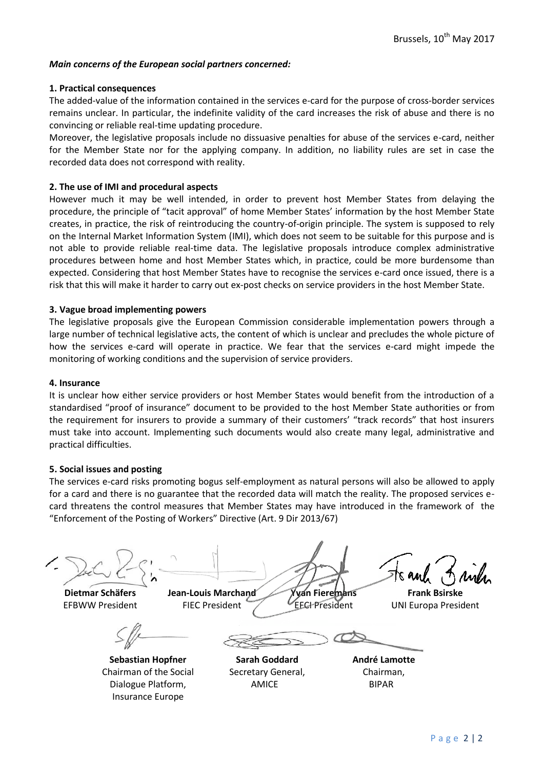Brussels, 10th May 2017

***Main concerns of the European social partners concerned:***

**1. Practical consequences**

The added-value of the information contained in the services e-card for the purpose of cross-border services remains unclear. In particular, the indefinite validity of the card increases the risk of abuse and there is no convincing or reliable real-time updating procedure.

Moreover, the legislative proposals include no dissuasive penalties for abuse of the services e-card, neither for the Member State nor for the applying company. In addition, no liability rules are set in case the recorded data does not correspond with reality.

**2. The use of IMI and procedural aspects**

However much it may be well intended, in order to prevent host Member States from delaying the procedure, the principle of "tacit approval" of home Member States' information by the host Member State creates, in practice, the risk of reintroducing the country-of-origin principle. The system is supposed to rely on the Internal Market Information System (IMI), which does not seem to be suitable for this purpose and is not able to provide reliable real-time data. The legislative proposals introduce complex administrative procedures between home and host Member States which, in practice, could be more burdensome than expected. Considering that host Member States have to recognise the services e-card once issued, there is a risk that this will make it harder to carry out ex-post checks on service providers in the host Member State.

**3. Vague broad implementing powers**

The legislative proposals give the European Commission considerable implementation powers through a large number of technical legislative acts, the content of which is unclear and precludes the whole picture of how the services e-card will operate in practice. We fear that the services e-card might impede the monitoring of working conditions and the supervision of service providers.

**4. Insurance**

It is unclear how either service providers or host Member States would benefit from the introduction of a standardised "proof of insurance" document to be provided to the host Member State authorities or from the requirement for insurers to provide a summary of their customers' "track records" that host insurers must take into account. Implementing such documents would also create many legal, administrative and practical difficulties.

**5. Social issues and posting**

The services e-card risks promoting bogus self-employment as natural persons will also be allowed to apply for a card and there is no guarantee that the recorded data will match the reality. The proposed services e-card threatens the control measures that Member States may have introduced in the framework of the "Enforcement of the Posting of Workers" Directive (Art. 9 Dir 2013/67)

**Dietmar Schäfers**
EFBWW President

**Jean-Louis Marchand**
FIEC President

**Yvan Fieremans**
EFCI President

**Frank Bsirske**
UNI Europa President

**Sebastian Hopfner**
Chairman of the Social Dialogue Platform, Insurance Europe

**Sarah Goddard**
Secretary General, AMICE

**André Lamotte**
Chairman, BIPAR